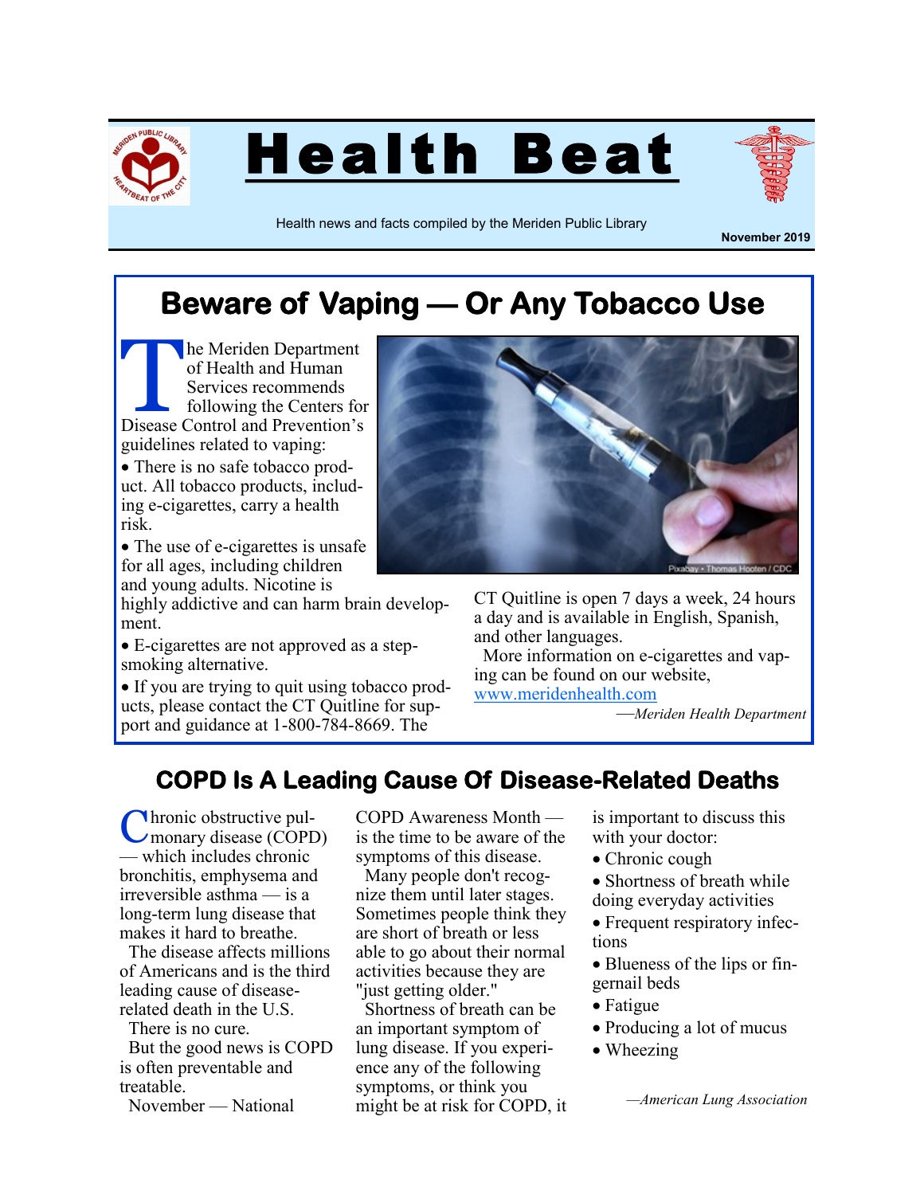# Health Beat

Health news and facts compiled by the Meriden Public Library

**November 2019**

## Beware of Vaping — Or Any Tobacco Use

The Meriden Department of Health and Human Services recommends following the Centers for Disease Control and Prevention's guidelines related to vaping:

- There is no safe tobacco product. All tobacco products, including e-cigarettes, carry a health risk.
- The use of e-cigarettes is unsafe for all ages, including children and young adults. Nicotine is highly addictive and can harm brain development.
- E-cigarettes are not approved as a step-smoking alternative.
- If you are trying to quit using tobacco products, please contact the CT Quitline for support and guidance at 1-800-784-8669. The CT Quitline is open 7 days a week, 24 hours a day and is available in English, Spanish, and other languages.

More information on e-cigarettes and vaping can be found on our website, www.meridenhealth.com

*—Meriden Health Department*

## COPD Is A Leading Cause Of Disease-Related Deaths

Chronic obstructive pulmonary disease (COPD) — which includes chronic bronchitis, emphysema and irreversible asthma — is a long-term lung disease that makes it hard to breathe.

The disease affects millions of Americans and is the third leading cause of disease-related death in the U.S.

There is no cure.

But the good news is COPD is often preventable and treatable.

November — National COPD Awareness Month — is the time to be aware of the symptoms of this disease.

Many people don't recognize them until later stages. Sometimes people think they are short of breath or less able to go about their normal activities because they are "just getting older."

Shortness of breath can be an important symptom of lung disease. If you experience any of the following symptoms, or think you might be at risk for COPD, it is important to discuss this with your doctor:

- Chronic cough
- Shortness of breath while doing everyday activities
- Frequent respiratory infections
- Blueness of the lips or fingernail beds
- Fatigue
- Producing a lot of mucus
- Wheezing

*—American Lung Association*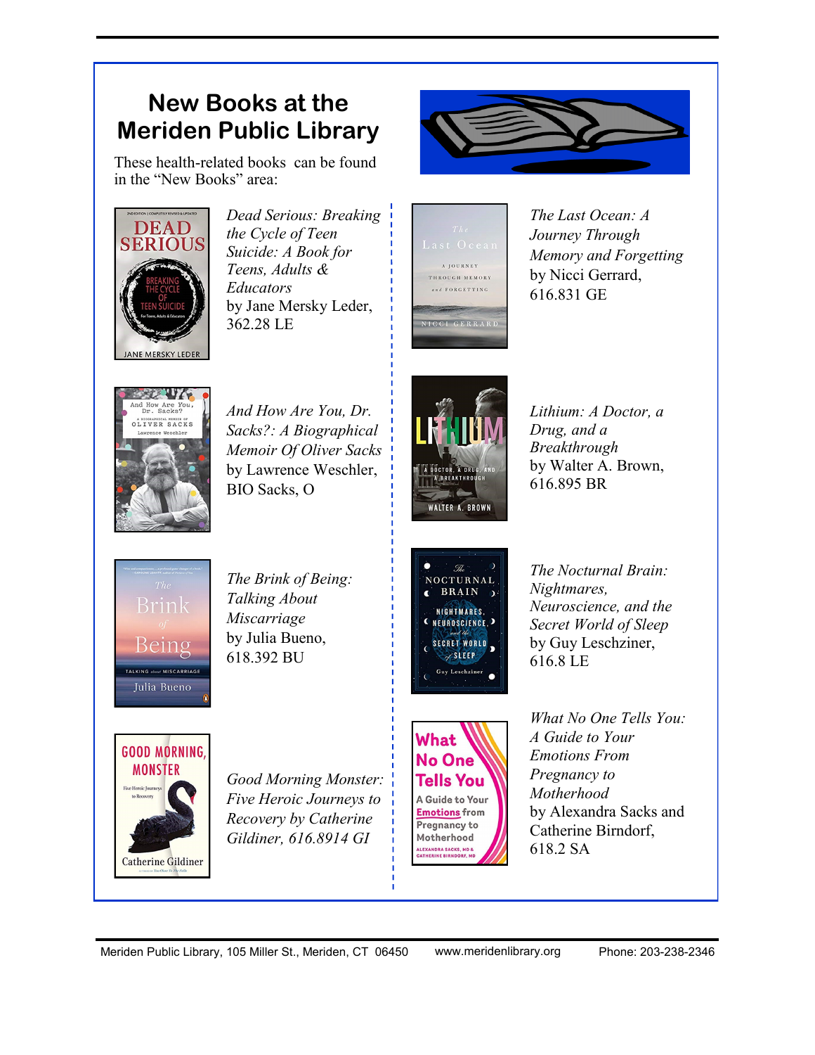# New Books at the Meriden Public Library

These health-related books can be found in the "New Books" area:

*Dead Serious: Breaking the Cycle of Teen Suicide: A Book for Teens, Adults & Educators*
by Jane Mersky Leder, 362.28 LE

*And How Are You, Dr. Sacks?: A Biographical Memoir Of Oliver Sacks*
by Lawrence Weschler, BIO Sacks, O

*The Brink of Being: Talking About Miscarriage*
by Julia Bueno, 618.392 BU

*Good Morning Monster: Five Heroic Journeys to Recovery by Catherine Gildiner, 616.8914 GI*

*The Last Ocean: A Journey Through Memory and Forgetting*
by Nicci Gerrard, 616.831 GE

*Lithium: A Doctor, a Drug, and a Breakthrough*
by Walter A. Brown, 616.895 BR

*The Nocturnal Brain: Nightmares, Neuroscience, and the Secret World of Sleep*
by Guy Leschziner, 616.8 LE

*What No One Tells You: A Guide to Your Emotions From Pregnancy to Motherhood*
by Alexandra Sacks and Catherine Birndorf, 618.2 SA

Meriden Public Library, 105 Miller St., Meriden, CT 06450 www.meridenlibrary.org Phone: 203-238-2346